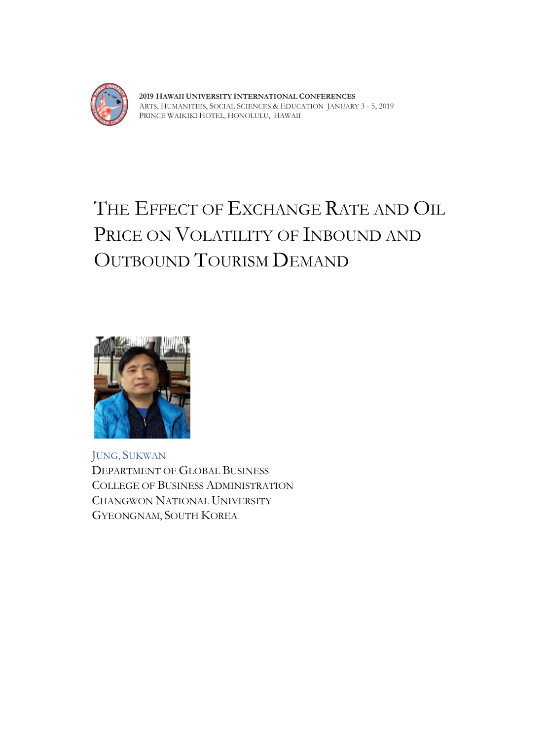**2019 HAWAII UNIVERSITY INTERNATIONAL CONFERENCES**
ARTS, HUMANITIES, SOCIAL SCIENCES & EDUCATION JANUARY 3 - 5, 2019
PRINCE WAIKIKI HOTEL, HONOLULU, HAWAII

# THE EFFECT OF EXCHANGE RATE AND OIL PRICE ON VOLATILITY OF INBOUND AND OUTBOUND TOURISM DEMAND

JUNG, SUKWAN
DEPARTMENT OF GLOBAL BUSINESS
COLLEGE OF BUSINESS ADMINISTRATION
CHANGWON NATIONAL UNIVERSITY
GYEONGNAM, SOUTH KOREA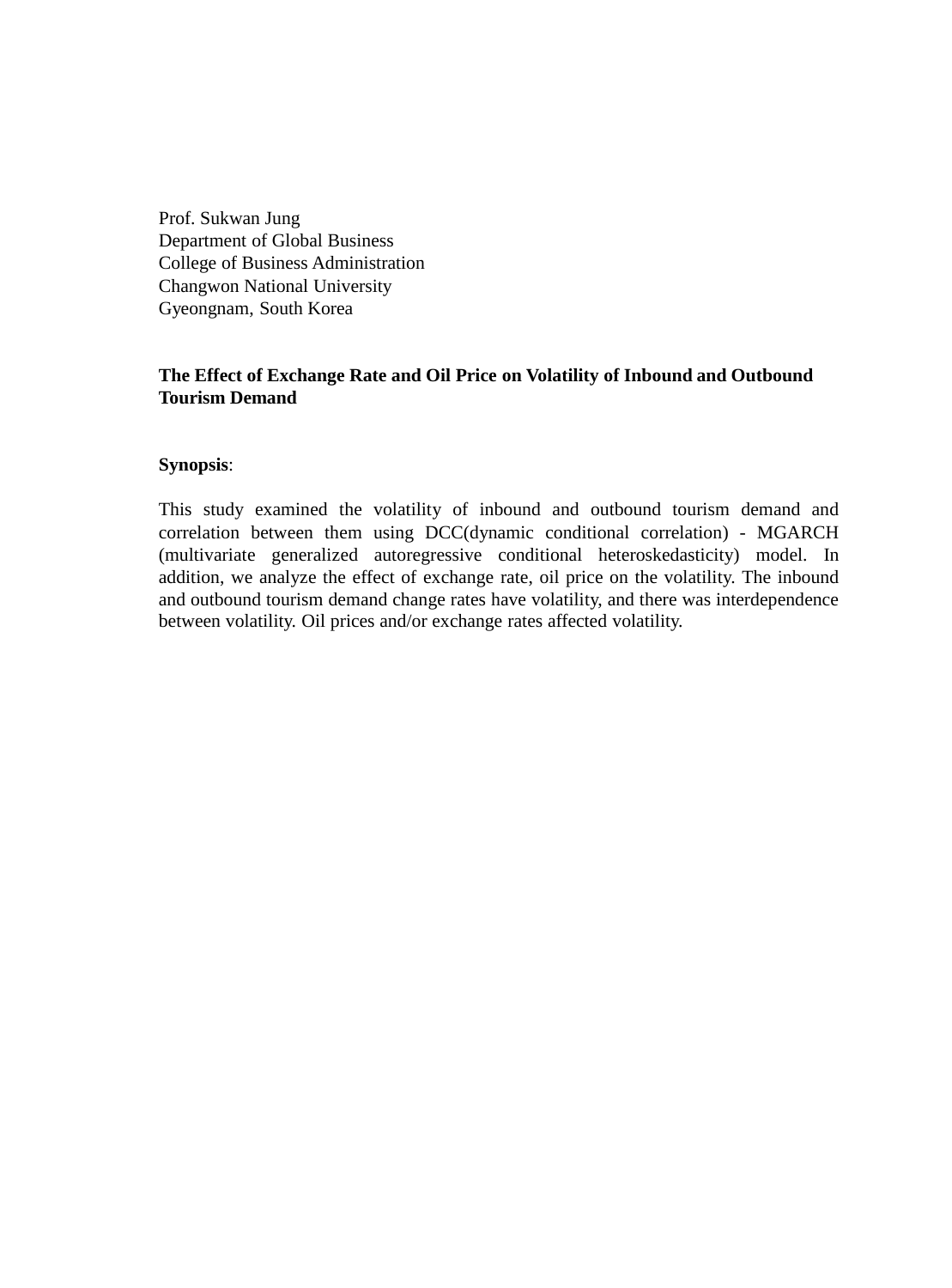Prof. Sukwan Jung
Department of Global Business
College of Business Administration
Changwon National University
Gyeongnam, South Korea

**The Effect of Exchange Rate and Oil Price on Volatility of Inbound and Outbound Tourism Demand**

**Synopsis**:

This study examined the volatility of inbound and outbound tourism demand and correlation between them using DCC(dynamic conditional correlation) - MGARCH (multivariate generalized autoregressive conditional heteroskedasticity) model. In addition, we analyze the effect of exchange rate, oil price on the volatility. The inbound and outbound tourism demand change rates have volatility, and there was interdependence between volatility. Oil prices and/or exchange rates affected volatility.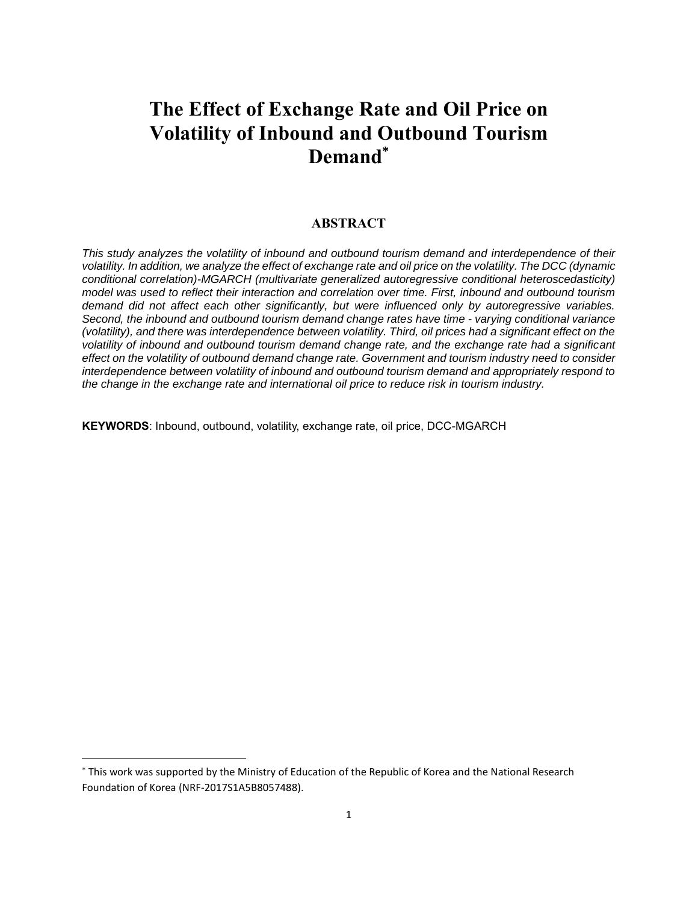# The Effect of Exchange Rate and Oil Price on Volatility of Inbound and Outbound Tourism Demand[*]

## ABSTRACT

*This study analyzes the volatility of inbound and outbound tourism demand and interdependence of their volatility. In addition, we analyze the effect of exchange rate and oil price on the volatility. The DCC (dynamic conditional correlation)-MGARCH (multivariate generalized autoregressive conditional heteroscedasticity) model was used to reflect their interaction and correlation over time. First, inbound and outbound tourism demand did not affect each other significantly, but were influenced only by autoregressive variables. Second, the inbound and outbound tourism demand change rates have time - varying conditional variance (volatility), and there was interdependence between volatility. Third, oil prices had a significant effect on the volatility of inbound and outbound tourism demand change rate, and the exchange rate had a significant effect on the volatility of outbound demand change rate. Government and tourism industry need to consider interdependence between volatility of inbound and outbound tourism demand and appropriately respond to the change in the exchange rate and international oil price to reduce risk in tourism industry.*

**KEYWORDS**: Inbound, outbound, volatility, exchange rate, oil price, DCC-MGARCH

---

[*] This work was supported by the Ministry of Education of the Republic of Korea and the National Research Foundation of Korea (NRF-2017S1A5B8057488).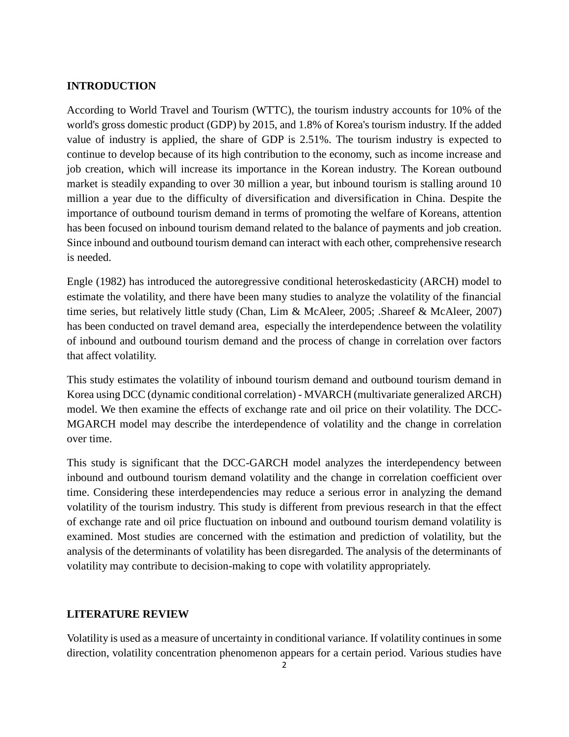## INTRODUCTION

According to World Travel and Tourism (WTTC), the tourism industry accounts for 10% of the world's gross domestic product (GDP) by 2015, and 1.8% of Korea's tourism industry. If the added value of industry is applied, the share of GDP is 2.51%. The tourism industry is expected to continue to develop because of its high contribution to the economy, such as income increase and job creation, which will increase its importance in the Korean industry. The Korean outbound market is steadily expanding to over 30 million a year, but inbound tourism is stalling around 10 million a year due to the difficulty of diversification and diversification in China. Despite the importance of outbound tourism demand in terms of promoting the welfare of Koreans, attention has been focused on inbound tourism demand related to the balance of payments and job creation. Since inbound and outbound tourism demand can interact with each other, comprehensive research is needed.

Engle (1982) has introduced the autoregressive conditional heteroskedasticity (ARCH) model to estimate the volatility, and there have been many studies to analyze the volatility of the financial time series, but relatively little study (Chan, Lim & McAleer, 2005; .Shareef & McAleer, 2007) has been conducted on travel demand area, especially the interdependence between the volatility of inbound and outbound tourism demand and the process of change in correlation over factors that affect volatility.

This study estimates the volatility of inbound tourism demand and outbound tourism demand in Korea using DCC (dynamic conditional correlation) - MVARCH (multivariate generalized ARCH) model. We then examine the effects of exchange rate and oil price on their volatility. The DCC-MGARCH model may describe the interdependence of volatility and the change in correlation over time.

This study is significant that the DCC-GARCH model analyzes the interdependency between inbound and outbound tourism demand volatility and the change in correlation coefficient over time. Considering these interdependencies may reduce a serious error in analyzing the demand volatility of the tourism industry. This study is different from previous research in that the effect of exchange rate and oil price fluctuation on inbound and outbound tourism demand volatility is examined. Most studies are concerned with the estimation and prediction of volatility, but the analysis of the determinants of volatility has been disregarded. The analysis of the determinants of volatility may contribute to decision-making to cope with volatility appropriately.

## LITERATURE REVIEW

Volatility is used as a measure of uncertainty in conditional variance. If volatility continues in some direction, volatility concentration phenomenon appears for a certain period. Various studies have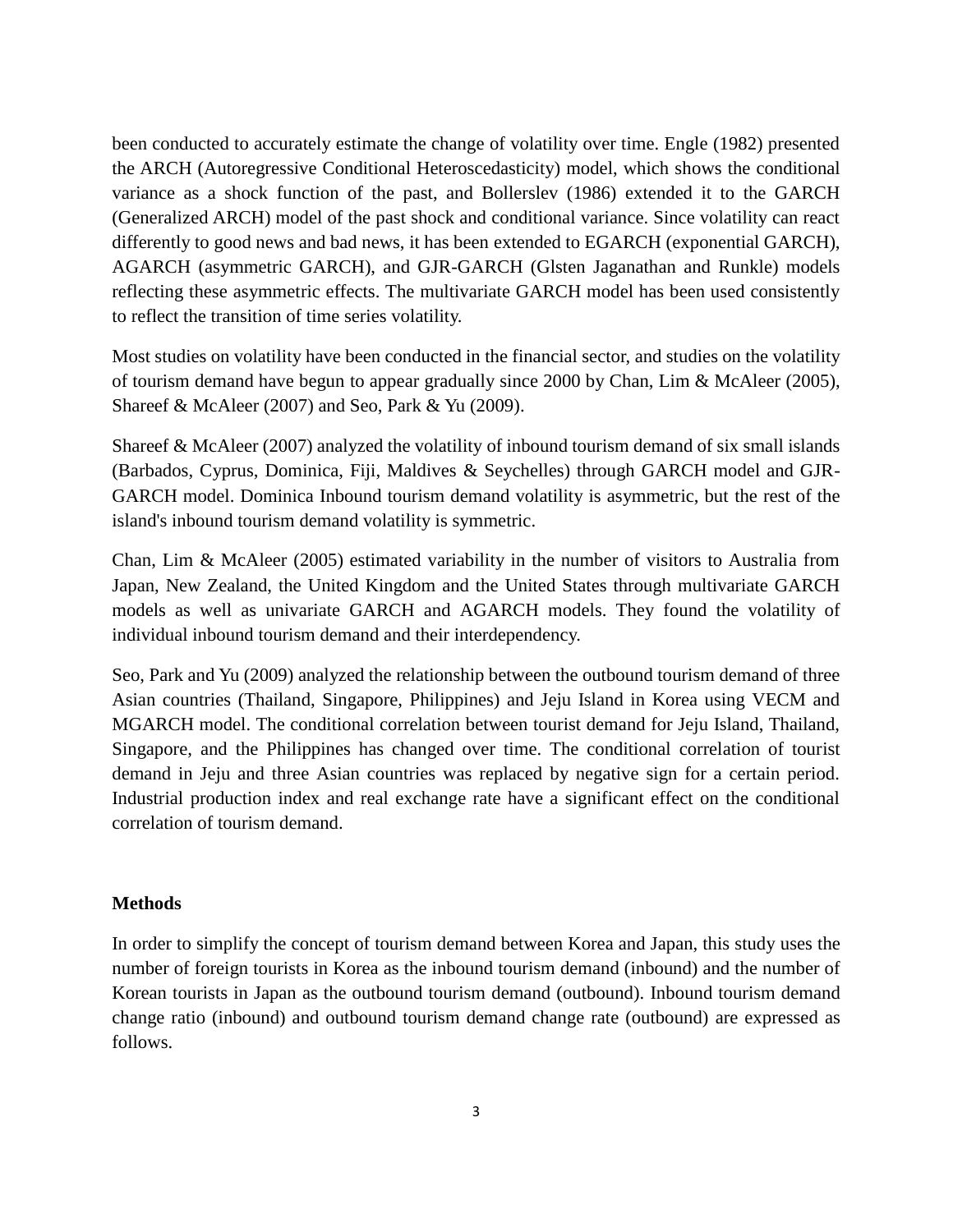been conducted to accurately estimate the change of volatility over time. Engle (1982) presented the ARCH (Autoregressive Conditional Heteroscedasticity) model, which shows the conditional variance as a shock function of the past, and Bollerslev (1986) extended it to the GARCH (Generalized ARCH) model of the past shock and conditional variance. Since volatility can react differently to good news and bad news, it has been extended to EGARCH (exponential GARCH), AGARCH (asymmetric GARCH), and GJR-GARCH (Glsten Jaganathan and Runkle) models reflecting these asymmetric effects. The multivariate GARCH model has been used consistently to reflect the transition of time series volatility.

Most studies on volatility have been conducted in the financial sector, and studies on the volatility of tourism demand have begun to appear gradually since 2000 by Chan, Lim & McAleer (2005), Shareef & McAleer (2007) and Seo, Park & Yu (2009).

Shareef & McAleer (2007) analyzed the volatility of inbound tourism demand of six small islands (Barbados, Cyprus, Dominica, Fiji, Maldives & Seychelles) through GARCH model and GJR-GARCH model. Dominica Inbound tourism demand volatility is asymmetric, but the rest of the island's inbound tourism demand volatility is symmetric.

Chan, Lim & McAleer (2005) estimated variability in the number of visitors to Australia from Japan, New Zealand, the United Kingdom and the United States through multivariate GARCH models as well as univariate GARCH and AGARCH models. They found the volatility of individual inbound tourism demand and their interdependency.

Seo, Park and Yu (2009) analyzed the relationship between the outbound tourism demand of three Asian countries (Thailand, Singapore, Philippines) and Jeju Island in Korea using VECM and MGARCH model. The conditional correlation between tourist demand for Jeju Island, Thailand, Singapore, and the Philippines has changed over time. The conditional correlation of tourist demand in Jeju and three Asian countries was replaced by negative sign for a certain period. Industrial production index and real exchange rate have a significant effect on the conditional correlation of tourism demand.

## Methods

In order to simplify the concept of tourism demand between Korea and Japan, this study uses the number of foreign tourists in Korea as the inbound tourism demand (inbound) and the number of Korean tourists in Japan as the outbound tourism demand (outbound). Inbound tourism demand change ratio (inbound) and outbound tourism demand change rate (outbound) are expressed as follows.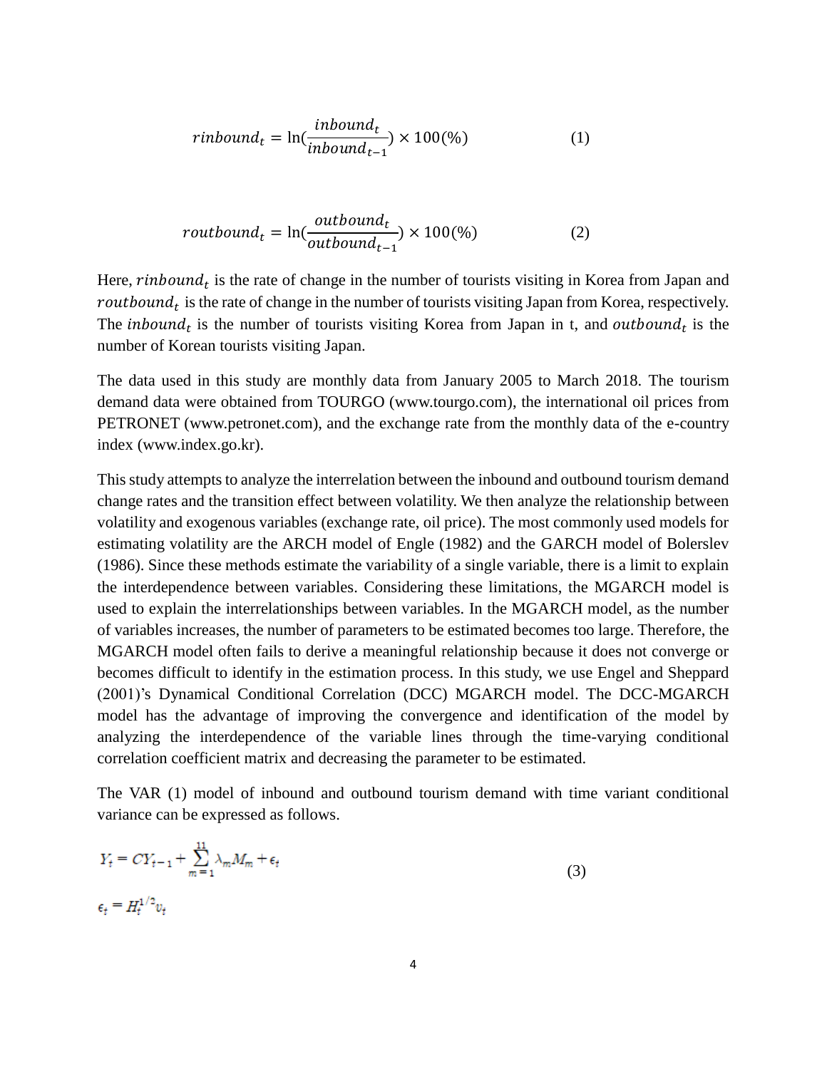$$rinbound_t = \ln(\frac{inbound_t}{inbound_{t-1}}) \times 100(\%) \quad (1)$$

$$routbound_t = \ln(\frac{outbound_t}{outbound_{t-1}}) \times 100(\%) \quad (2)$$

Here, $rinbound_t$ is the rate of change in the number of tourists visiting in Korea from Japan and $routbound_t$ is the rate of change in the number of tourists visiting Japan from Korea, respectively. The $inbound_t$ is the number of tourists visiting Korea from Japan in t, and $outbound_t$ is the number of Korean tourists visiting Japan.

The data used in this study are monthly data from January 2005 to March 2018. The tourism demand data were obtained from TOURGO (www.tourgo.com), the international oil prices from PETRONET (www.petronet.com), and the exchange rate from the monthly data of the e-country index (www.index.go.kr).

This study attempts to analyze the interrelation between the inbound and outbound tourism demand change rates and the transition effect between volatility. We then analyze the relationship between volatility and exogenous variables (exchange rate, oil price). The most commonly used models for estimating volatility are the ARCH model of Engle (1982) and the GARCH model of Bolerslev (1986). Since these methods estimate the variability of a single variable, there is a limit to explain the interdependence between variables. Considering these limitations, the MGARCH model is used to explain the interrelationships between variables. In the MGARCH model, as the number of variables increases, the number of parameters to be estimated becomes too large. Therefore, the MGARCH model often fails to derive a meaningful relationship because it does not converge or becomes difficult to identify in the estimation process. In this study, we use Engel and Sheppard (2001)'s Dynamical Conditional Correlation (DCC) MGARCH model. The DCC-MGARCH model has the advantage of improving the convergence and identification of the model by analyzing the interdependence of the variable lines through the time-varying conditional correlation coefficient matrix and decreasing the parameter to be estimated.

The VAR (1) model of inbound and outbound tourism demand with time variant conditional variance can be expressed as follows.

$$Y_t = CY_{t-1} + \sum_{m=1}^{11} \lambda_m M_m + \epsilon_t \quad (3)$$

$$\epsilon_t = H_t^{1/2} v_t$$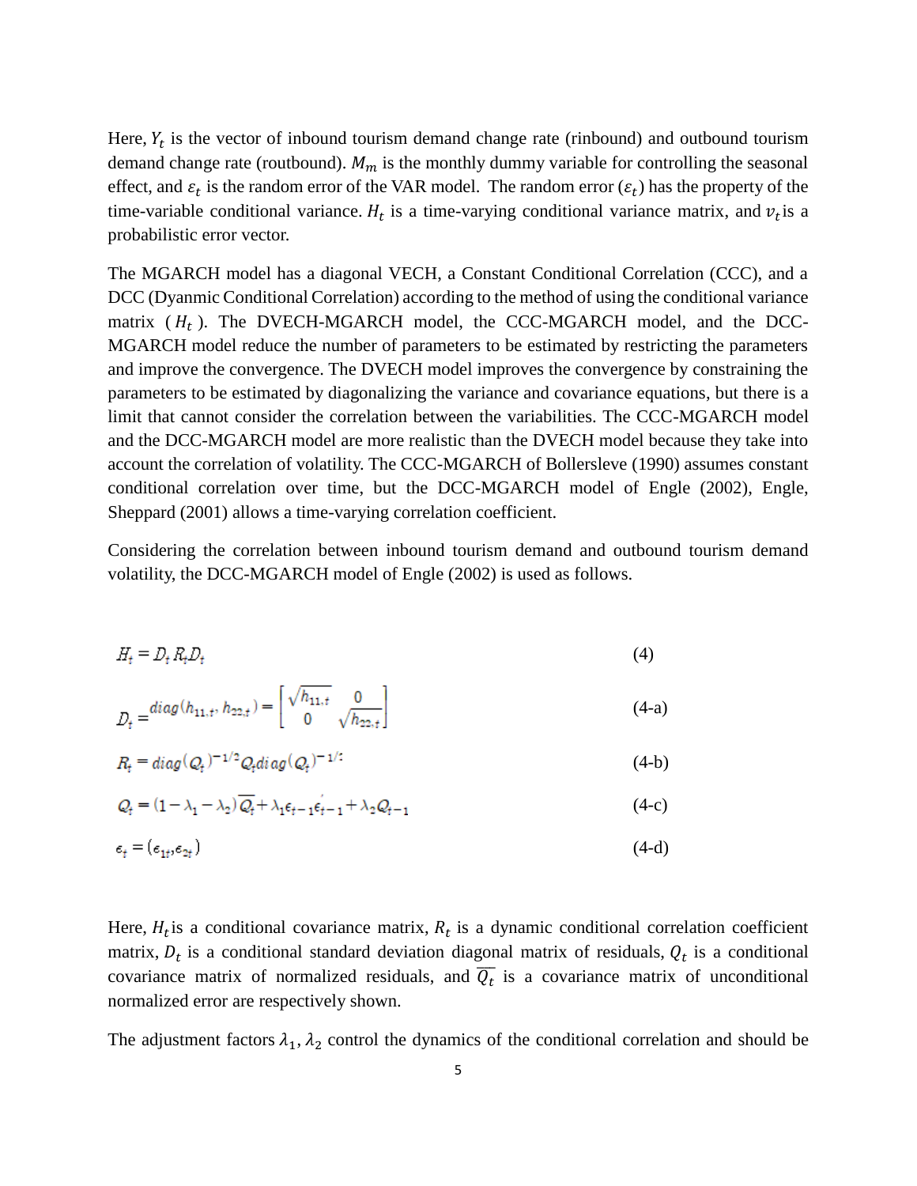Here, $Y_t$ is the vector of inbound tourism demand change rate (rinbound) and outbound tourism demand change rate (routbound). $M_m$ is the monthly dummy variable for controlling the seasonal effect, and $\varepsilon_t$ is the random error of the VAR model. The random error ($\varepsilon_t$) has the property of the time-variable conditional variance. $H_t$ is a time-varying conditional variance matrix, and $v_t$ is a probabilistic error vector.

The MGARCH model has a diagonal VECH, a Constant Conditional Correlation (CCC), and a DCC (Dyanmic Conditional Correlation) according to the method of using the conditional variance matrix ($H_t$). The DVECH-MGARCH model, the CCC-MGARCH model, and the DCC-MGARCH model reduce the number of parameters to be estimated by restricting the parameters and improve the convergence. The DVECH model improves the convergence by constraining the parameters to be estimated by diagonalizing the variance and covariance equations, but there is a limit that cannot consider the correlation between the variabilities. The CCC-MGARCH model and the DCC-MGARCH model are more realistic than the DVECH model because they take into account the correlation of volatility. The CCC-MGARCH of Bollersleve (1990) assumes constant conditional correlation over time, but the DCC-MGARCH model of Engle (2002), Engle, Sheppard (2001) allows a time-varying correlation coefficient.

Considering the correlation between inbound tourism demand and outbound tourism demand volatility, the DCC-MGARCH model of Engle (2002) is used as follows.

$$H_t = D_t R_t D_t \tag{4}$$

$$D_t = diag(h_{11,t}, h_{22,t}) = \begin{bmatrix} \sqrt{h_{11,t}} & 0 \\ 0 & \sqrt{h_{22,t}} \end{bmatrix} \tag{4-a}$$

$$R_t = diag(Q_t)^{-1/2} Q_t diag(Q_t)^{-1/2} \tag{4-b}$$

$$Q_t = (1-\lambda_1-\lambda_2)\overline{Q_t} + \lambda_1 \epsilon_{t-1}\epsilon_{t-1}' + \lambda_2 Q_{t-1} \tag{4-c}$$

$$\epsilon_t = (\epsilon_{1t}, \epsilon_{2t}) \tag{4-d}$$

Here, $H_t$ is a conditional covariance matrix, $R_t$ is a dynamic conditional correlation coefficient matrix, $D_t$ is a conditional standard deviation diagonal matrix of residuals, $Q_t$ is a conditional covariance matrix of normalized residuals, and $\overline{Q_t}$ is a covariance matrix of unconditional normalized error are respectively shown.

The adjustment factors $\lambda_1, \lambda_2$ control the dynamics of the conditional correlation and should be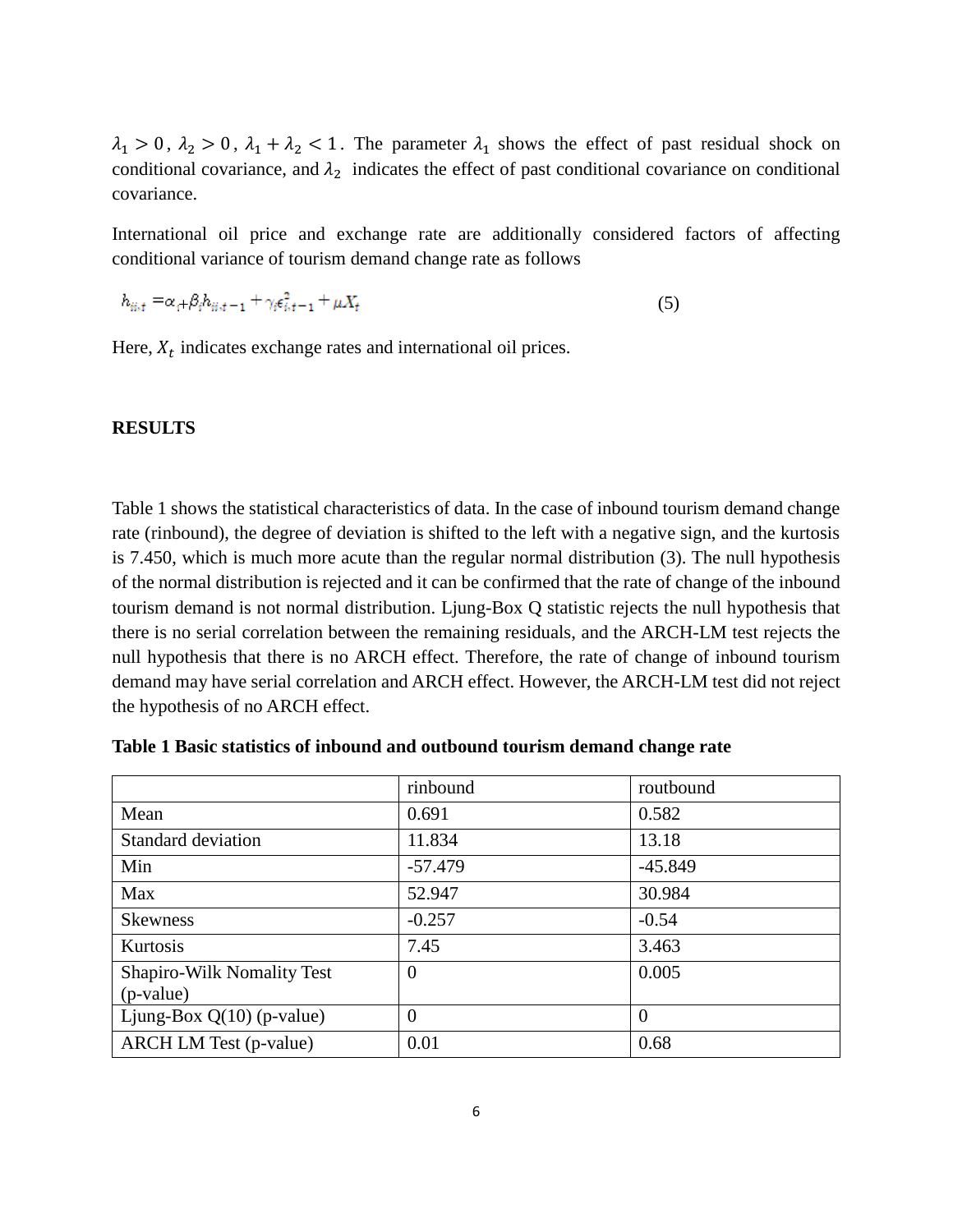$\lambda_1 > 0$ , $\lambda_2 > 0$ , $\lambda_1 + \lambda_2 < 1$ . The parameter $\lambda_1$ shows the effect of past residual shock on conditional covariance, and $\lambda_2$ indicates the effect of past conditional covariance on conditional covariance.

International oil price and exchange rate are additionally considered factors of affecting conditional variance of tourism demand change rate as follows

$$h_{ii,t} = \alpha_i + \beta_i h_{ii,t-1} + \gamma_i \epsilon_{i,t-1}^2 + \mu X_t \tag{5}$$

Here, $X_t$ indicates exchange rates and international oil prices.

## RESULTS

Table 1 shows the statistical characteristics of data. In the case of inbound tourism demand change rate (rinbound), the degree of deviation is shifted to the left with a negative sign, and the kurtosis is 7.450, which is much more acute than the regular normal distribution (3). The null hypothesis of the normal distribution is rejected and it can be confirmed that the rate of change of the inbound tourism demand is not normal distribution. Ljung-Box Q statistic rejects the null hypothesis that there is no serial correlation between the remaining residuals, and the ARCH-LM test rejects the null hypothesis that there is no ARCH effect. Therefore, the rate of change of inbound tourism demand may have serial correlation and ARCH effect. However, the ARCH-LM test did not reject the hypothesis of no ARCH effect.

**Table 1 Basic statistics of inbound and outbound tourism demand change rate**

| | rinbound | routbound |
|---|---|---|
| Mean | 0.691 | 0.582 |
| Standard deviation | 11.834 | 13.18 |
| Min | -57.479 | -45.849 |
| Max | 52.947 | 30.984 |
| Skewness | -0.257 | -0.54 |
| Kurtosis | 7.45 | 3.463 |
| Shapiro-Wilk Nomality Test (p-value) | 0 | 0.005 |
| Ljung-Box Q(10) (p-value) | 0 | 0 |
| ARCH LM Test (p-value) | 0.01 | 0.68 |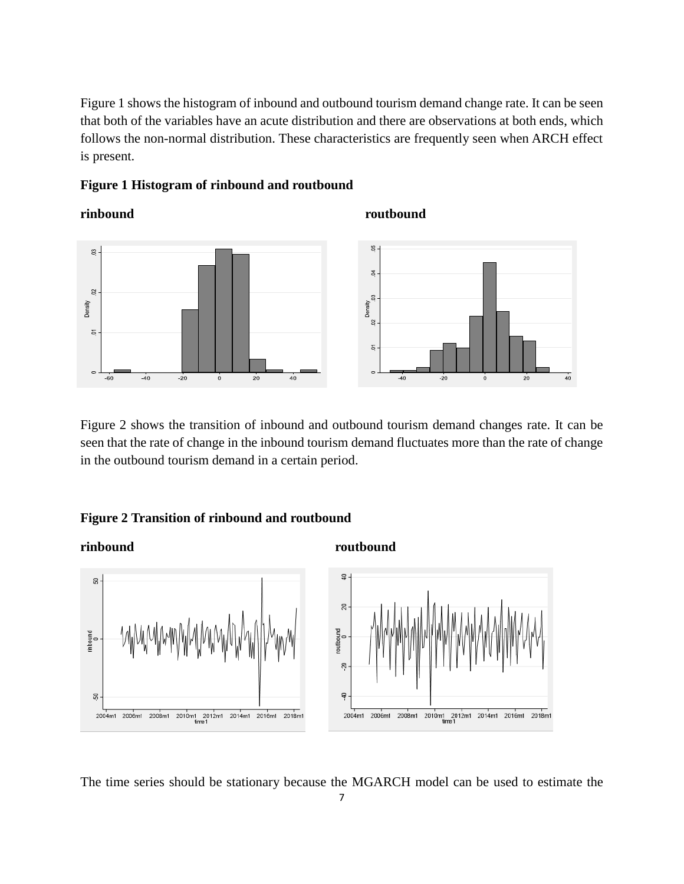Figure 1 shows the histogram of inbound and outbound tourism demand change rate. It can be seen that both of the variables have an acute distribution and there are observations at both ends, which follows the non-normal distribution. These characteristics are frequently seen when ARCH effect is present.

**Figure 1 Histogram of rinbound and routbound**

**rinbound** **routbound**

Figure 2 shows the transition of inbound and outbound tourism demand changes rate. It can be seen that the rate of change in the inbound tourism demand fluctuates more than the rate of change in the outbound tourism demand in a certain period.

**Figure 2 Transition of rinbound and routbound**

**rinbound** **routbound**

The time series should be stationary because the MGARCH model can be used to estimate the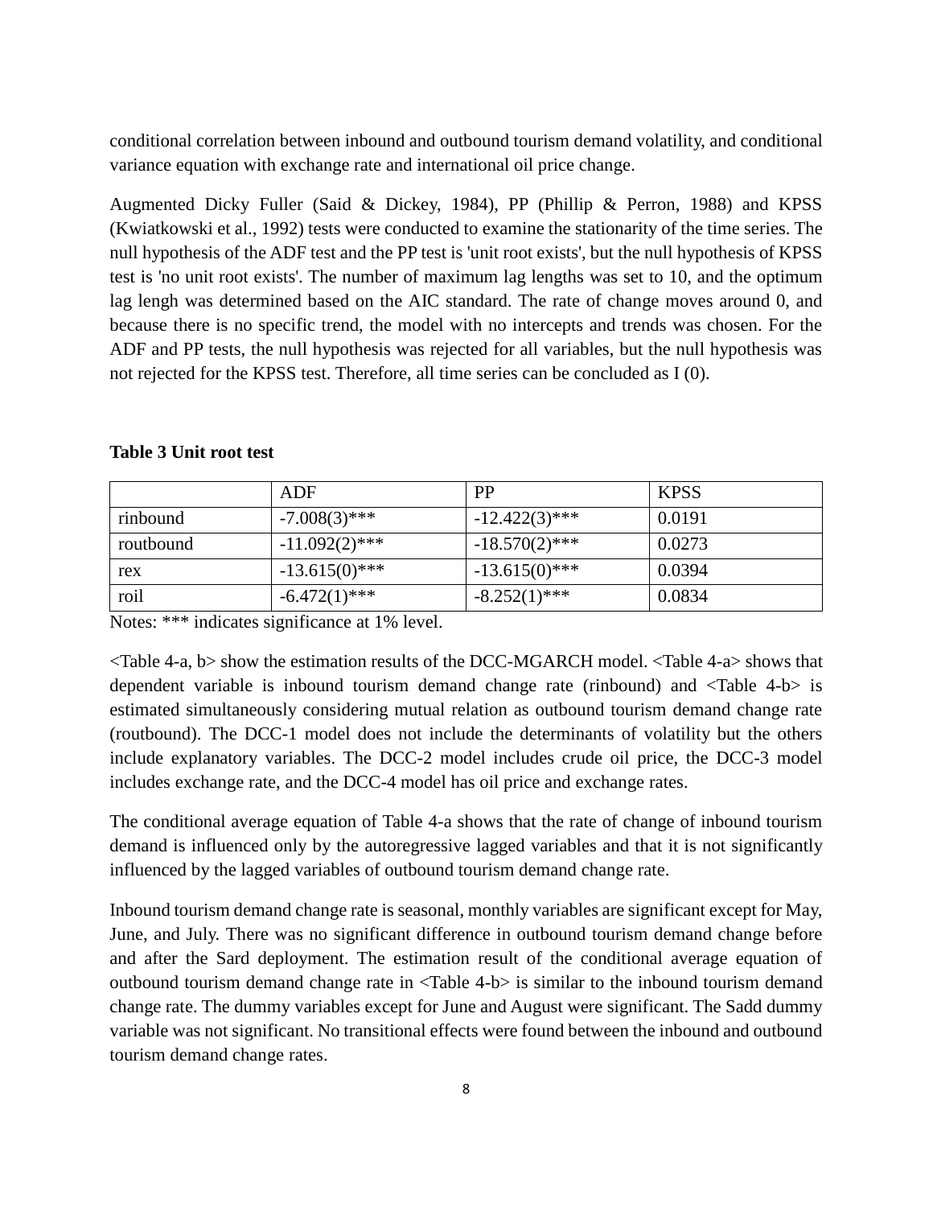conditional correlation between inbound and outbound tourism demand volatility, and conditional variance equation with exchange rate and international oil price change.

Augmented Dicky Fuller (Said & Dickey, 1984), PP (Phillip & Perron, 1988) and KPSS (Kwiatkowski et al., 1992) tests were conducted to examine the stationarity of the time series. The null hypothesis of the ADF test and the PP test is 'unit root exists', but the null hypothesis of KPSS test is 'no unit root exists'. The number of maximum lag lengths was set to 10, and the optimum lag lengh was determined based on the AIC standard. The rate of change moves around 0, and because there is no specific trend, the model with no intercepts and trends was chosen. For the ADF and PP tests, the null hypothesis was rejected for all variables, but the null hypothesis was not rejected for the KPSS test. Therefore, all time series can be concluded as I (0).

**Table 3 Unit root test**

| | ADF | PP | KPSS |
|---|---|---|---|
| rinbound | -7.008(3)*** | -12.422(3)*** | 0.0191 |
| routbound | -11.092(2)*** | -18.570(2)*** | 0.0273 |
| rex | -13.615(0)*** | -13.615(0)*** | 0.0394 |
| roil | -6.472(1)*** | -8.252(1)*** | 0.0834 |

Notes: *** indicates significance at 1% level.

<Table 4-a, b> show the estimation results of the DCC-MGARCH model. <Table 4-a> shows that dependent variable is inbound tourism demand change rate (rinbound) and <Table 4-b> is estimated simultaneously considering mutual relation as outbound tourism demand change rate (routbound). The DCC-1 model does not include the determinants of volatility but the others include explanatory variables. The DCC-2 model includes crude oil price, the DCC-3 model includes exchange rate, and the DCC-4 model has oil price and exchange rates.

The conditional average equation of Table 4-a shows that the rate of change of inbound tourism demand is influenced only by the autoregressive lagged variables and that it is not significantly influenced by the lagged variables of outbound tourism demand change rate.

Inbound tourism demand change rate is seasonal, monthly variables are significant except for May, June, and July. There was no significant difference in outbound tourism demand change before and after the Sard deployment. The estimation result of the conditional average equation of outbound tourism demand change rate in <Table 4-b> is similar to the inbound tourism demand change rate. The dummy variables except for June and August were significant. The Sadd dummy variable was not significant. No transitional effects were found between the inbound and outbound tourism demand change rates.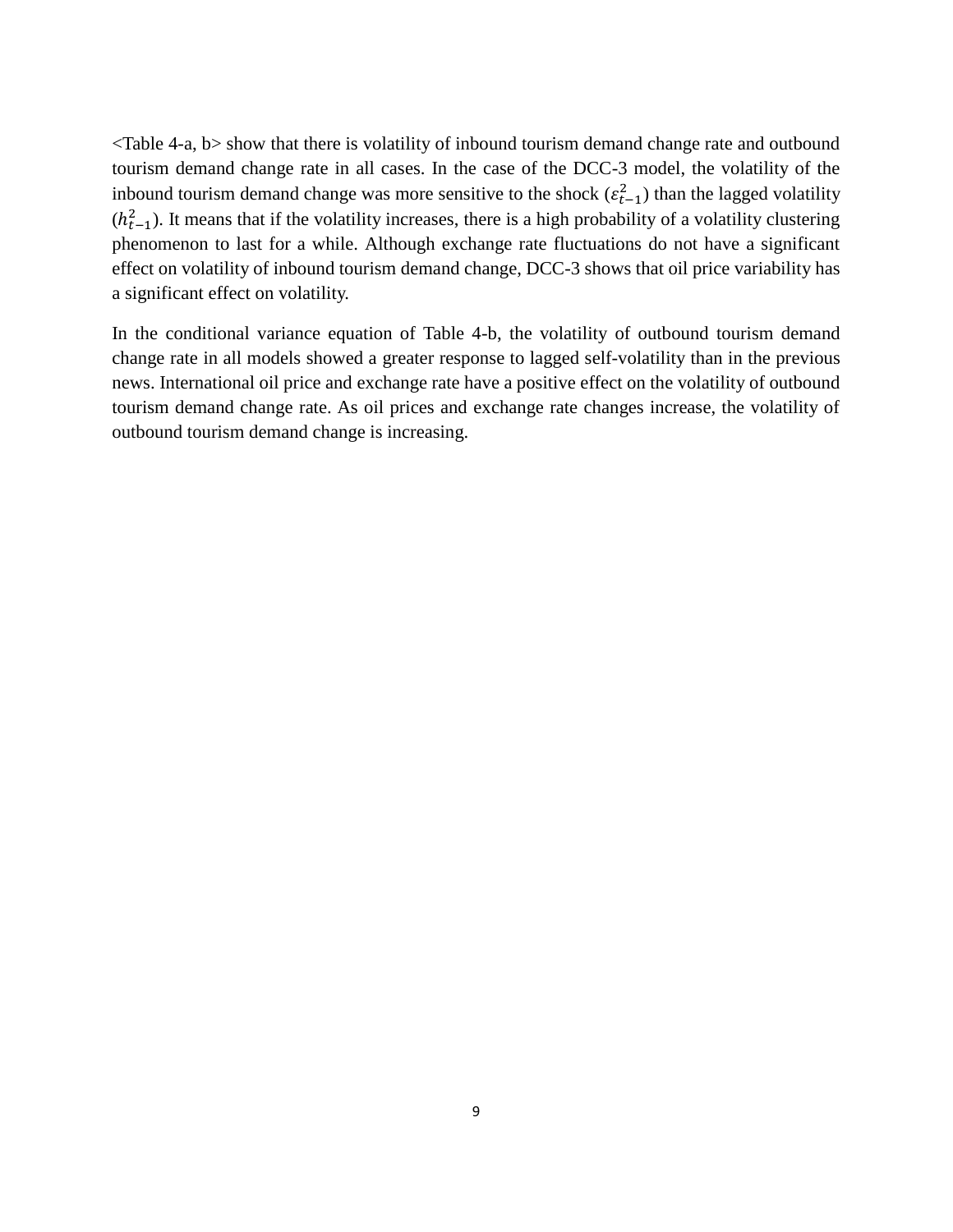<Table 4-a, b> show that there is volatility of inbound tourism demand change rate and outbound tourism demand change rate in all cases. In the case of the DCC-3 model, the volatility of the inbound tourism demand change was more sensitive to the shock ($\varepsilon_{t-1}^2$) than the lagged volatility ($h_{t-1}^2$). It means that if the volatility increases, there is a high probability of a volatility clustering phenomenon to last for a while. Although exchange rate fluctuations do not have a significant effect on volatility of inbound tourism demand change, DCC-3 shows that oil price variability has a significant effect on volatility.

In the conditional variance equation of Table 4-b, the volatility of outbound tourism demand change rate in all models showed a greater response to lagged self-volatility than in the previous news. International oil price and exchange rate have a positive effect on the volatility of outbound tourism demand change rate. As oil prices and exchange rate changes increase, the volatility of outbound tourism demand change is increasing.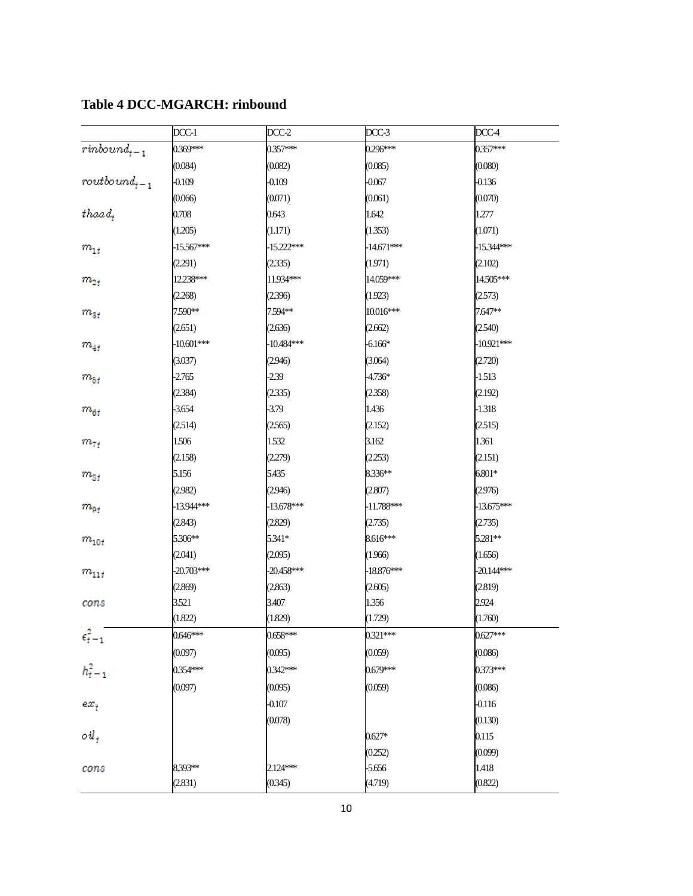**Table 4 DCC-MGARCH: rinbound**

| | DCC-1 | DCC-2 | DCC-3 | DCC-4 |
|---|---|---|---|---|
| $rinbound_{t-1}$ | 0.369*** | 0.357*** | 0.296*** | 0.357*** |
| | (0.084) | (0.082) | (0.085) | (0.080) |
| $routbound_{t-1}$ | -0.109 | -0.109 | -0.067 | -0.136 |
| | (0.066) | (0.071) | (0.061) | (0.070) |
| $thaad_t$ | 0.708 | 0.643 | 1.642 | 1.277 |
| | (1.205) | (1.171) | (1.353) | (1.071) |
| $m_{1t}$ | -15.567*** | -15.222*** | -14.671*** | -15.344*** |
| | (2.291) | (2.335) | (1.971) | (2.102) |
| $m_{2t}$ | 12.238*** | 11.934*** | 14.059*** | 14.505*** |
| | (2.268) | (2.396) | (1.923) | (2.573) |
| $m_{3t}$ | 7.590** | 7.594** | 10.016*** | 7.647** |
| | (2.651) | (2.636) | (2.662) | (2.540) |
| $m_{4t}$ | -10.601*** | -10.484*** | -6.166* | -10.921*** |
| | (3.037) | (2.946) | (3.064) | (2.720) |
| $m_{5t}$ | -2.765 | -2.39 | -4.736* | -1.513 |
| | (2.384) | (2.335) | (2.358) | (2.192) |
| $m_{6t}$ | -3.654 | -3.79 | 1.436 | -1.318 |
| | (2.514) | (2.565) | (2.152) | (2.515) |
| $m_{7t}$ | 1.506 | 1.532 | 3.162 | 1.361 |
| | (2.158) | (2.279) | (2.253) | (2.151) |
| $m_{8t}$ | 5.156 | 5.435 | 8.336** | 6.801* |
| | (2.982) | (2.946) | (2.807) | (2.976) |
| $m_{9t}$ | -13.944*** | -13.678*** | -11.788*** | -13.675*** |
| | (2.843) | (2.829) | (2.735) | (2.735) |
| $m_{10t}$ | 5.306** | 5.341* | 8.616*** | 5.281** |
| | (2.041) | (2.095) | (1.966) | (1.656) |
| $m_{11t}$ | -20.703*** | -20.458*** | -18.876*** | -20.144*** |
| | (2.869) | (2.863) | (2.605) | (2.819) |
| $cons$ | 3.521 | 3.407 | 1.356 | 2.924 |
| | (1.822) | (1.829) | (1.729) | (1.760) |
| $\epsilon_{t-1}^2$ | 0.646*** | 0.658*** | 0.321*** | 0.627*** |
| | (0.097) | (0.095) | (0.059) | (0.086) |
| $h_{t-1}^2$ | 0.354*** | 0.342*** | 0.679*** | 0.373*** |
| | (0.097) | (0.095) | (0.059) | (0.086) |
| $ex_t$ | | -0.107 | | -0.116 |
| | | (0.078) | | (0.130) |
| $oil_t$ | | | 0.627* | 0.115 |
| | | | (0.252) | (0.099) |
| $cons$ | 8.393** | 2.124*** | -5.656 | 1.418 |
| | (2.831) | (0.345) | (4.719) | (0.822) |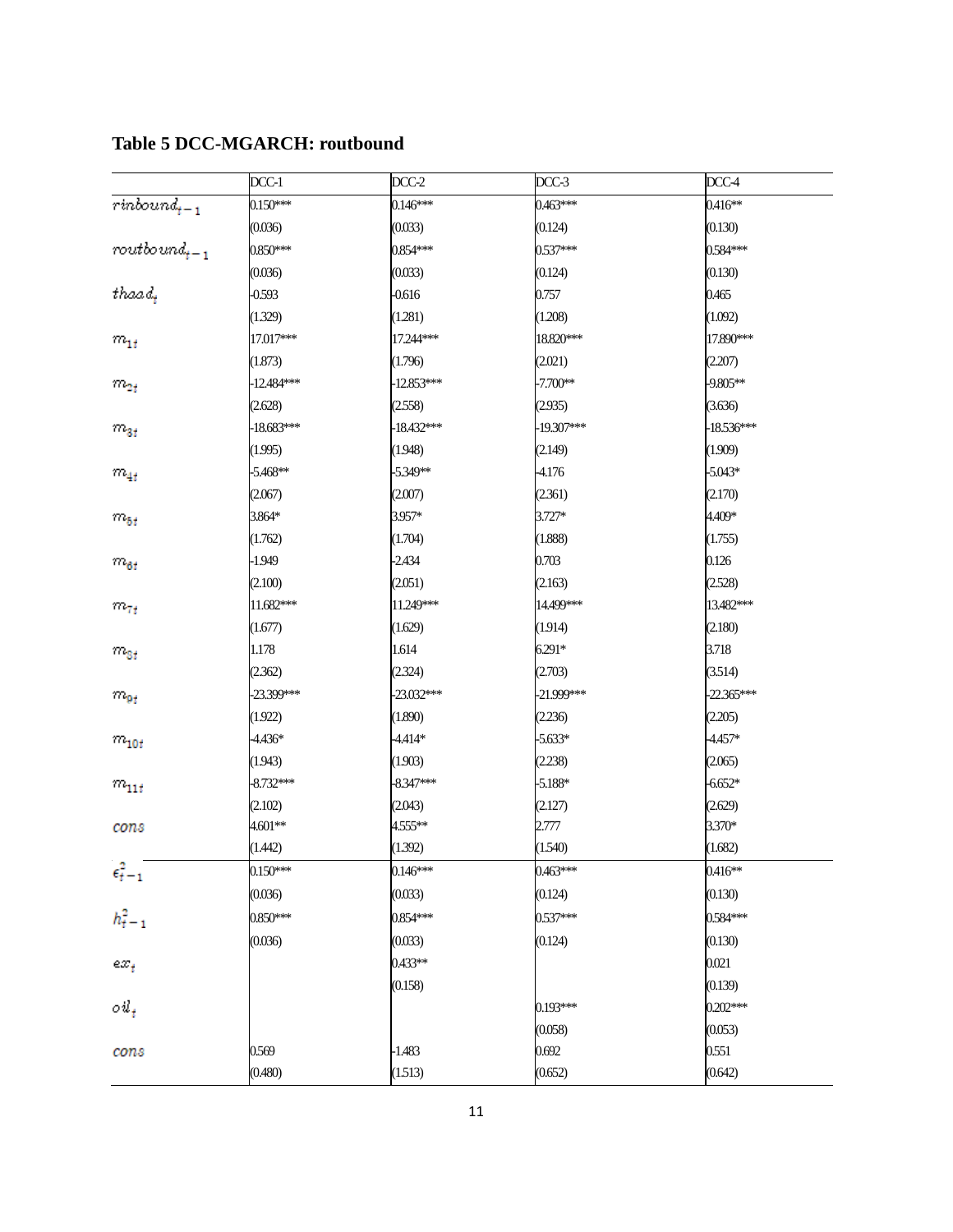## Table 5 DCC-MGARCH: routbound

| | DCC-1 | DCC-2 | DCC-3 | DCC-4 |
|---|---|---|---|---|
| $rinbound_{t-1}$ | 0.150*** | 0.146*** | 0.463*** | 0.416** |
| | (0.036) | (0.033) | (0.124) | (0.130) |
| $routbound_{t-1}$ | 0.850*** | 0.854*** | 0.537*** | 0.584*** |
| | (0.036) | (0.033) | (0.124) | (0.130) |
| $thaad_t$ | -0.593 | -0.616 | 0.757 | 0.465 |
| | (1.329) | (1.281) | (1.208) | (1.092) |
| $m_{1t}$ | 17.017*** | 17.244*** | 18.820*** | 17.890*** |
| | (1.873) | (1.796) | (2.021) | (2.207) |
| $m_{2t}$ | -12.484*** | -12.853*** | -7.700** | -9.805** |
| | (2.628) | (2.558) | (2.935) | (3.636) |
| $m_{3t}$ | -18.683*** | -18.432*** | -19.307*** | -18.536*** |
| | (1.995) | (1.948) | (2.149) | (1.909) |
| $m_{4t}$ | -5.468** | -5.349** | -4.176 | -5.043* |
| | (2.067) | (2.007) | (2.361) | (2.170) |
| $m_{5t}$ | 3.864* | 3.957* | 3.727* | 4.409* |
| | (1.762) | (1.704) | (1.888) | (1.755) |
| $m_{6t}$ | -1.949 | -2.434 | 0.703 | 0.126 |
| | (2.100) | (2.051) | (2.163) | (2.528) |
| $m_{7t}$ | 11.682*** | 11.249*** | 14.499*** | 13.482*** |
| | (1.677) | (1.629) | (1.914) | (2.180) |
| $m_{8t}$ | 1.178 | 1.614 | 6.291* | 3.718 |
| | (2.362) | (2.324) | (2.703) | (3.514) |
| $m_{9t}$ | -23.399*** | -23.032*** | -21.999*** | -22.365*** |
| | (1.922) | (1.890) | (2.236) | (2.205) |
| $m_{10t}$ | -4.436* | -4.414* | -5.633* | -4.457* |
| | (1.943) | (1.903) | (2.238) | (2.065) |
| $m_{11t}$ | -8.732*** | -8.347*** | -5.188* | -6.652* |
| | (2.102) | (2.043) | (2.127) | (2.629) |
| $cons$ | 4.601** | 4.555** | 2.777 | 3.370* |
| | (1.442) | (1.392) | (1.540) | (1.682) |
| $\epsilon_{t-1}^2$ | 0.150*** | 0.146*** | 0.463*** | 0.416** |
| | (0.036) | (0.033) | (0.124) | (0.130) |
| $h_{t-1}^2$ | 0.850*** | 0.854*** | 0.537*** | 0.584*** |
| | (0.036) | (0.033) | (0.124) | (0.130) |
| $ex_t$ | | 0.433** | | 0.021 |
| | | (0.158) | | (0.139) |
| $oil_t$ | | | 0.193*** | 0.202*** |
| | | | (0.058) | (0.053) |
| $cons$ | 0.569 | -1.483 | 0.692 | 0.551 |
| | (0.480) | (1.513) | (0.652) | (0.642) |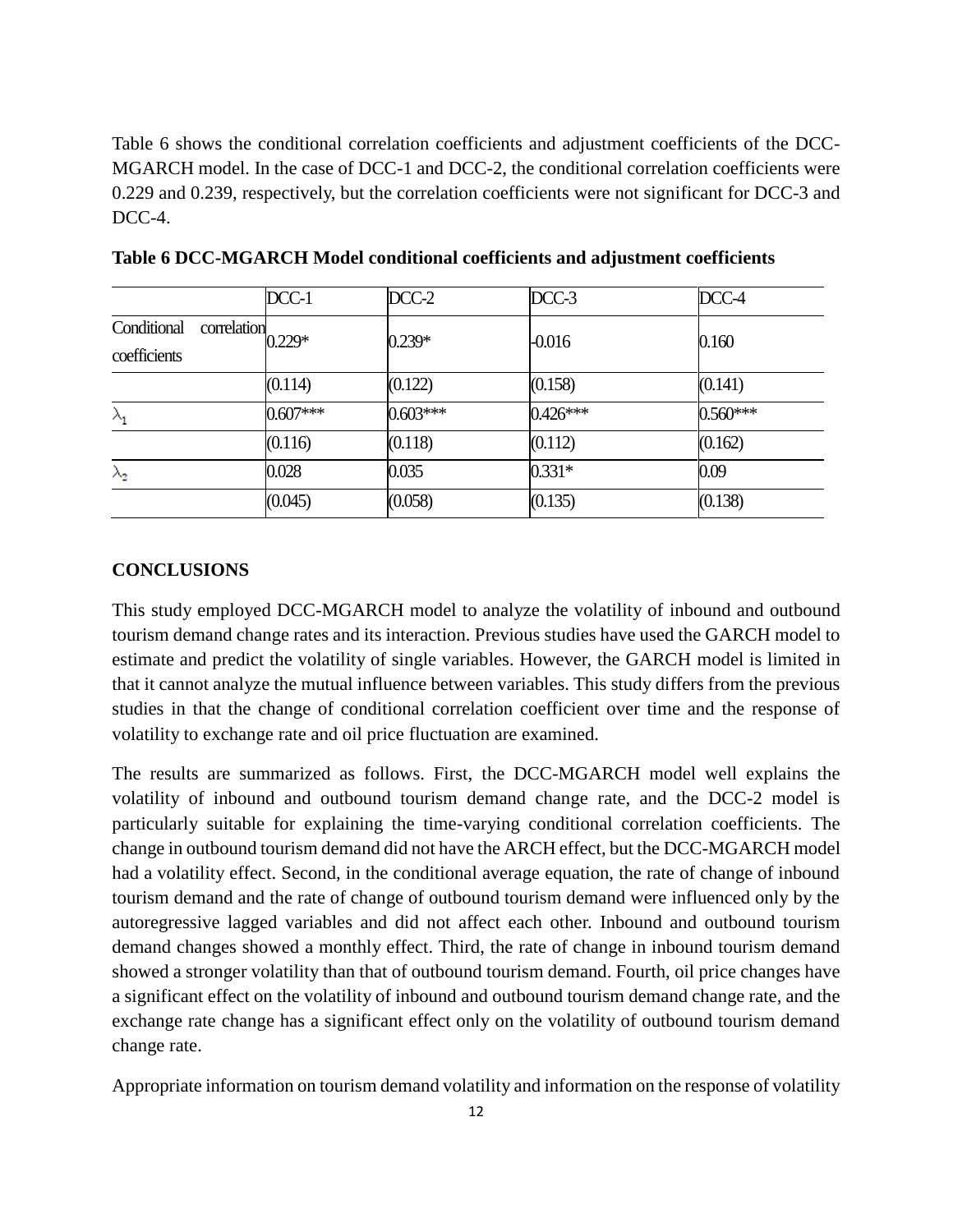Table 6 shows the conditional correlation coefficients and adjustment coefficients of the DCC-MGARCH model. In the case of DCC-1 and DCC-2, the conditional correlation coefficients were 0.229 and 0.239, respectively, but the correlation coefficients were not significant for DCC-3 and DCC-4.

**Table 6 DCC-MGARCH Model conditional coefficients and adjustment coefficients**

| | DCC-1 | DCC-2 | DCC-3 | DCC-4 |
|---|---|---|---|---|
| Conditional correlation coefficients | 0.229* | 0.239* | -0.016 | 0.160 |
| | (0.114) | (0.122) | (0.158) | (0.141) |
| $\lambda_1$ | 0.607*** | 0.603*** | 0.426*** | 0.560*** |
| | (0.116) | (0.118) | (0.112) | (0.162) |
| $\lambda_2$ | 0.028 | 0.035 | 0.331* | 0.09 |
| | (0.045) | (0.058) | (0.135) | (0.138) |

## CONCLUSIONS

This study employed DCC-MGARCH model to analyze the volatility of inbound and outbound tourism demand change rates and its interaction. Previous studies have used the GARCH model to estimate and predict the volatility of single variables. However, the GARCH model is limited in that it cannot analyze the mutual influence between variables. This study differs from the previous studies in that the change of conditional correlation coefficient over time and the response of volatility to exchange rate and oil price fluctuation are examined.

The results are summarized as follows. First, the DCC-MGARCH model well explains the volatility of inbound and outbound tourism demand change rate, and the DCC-2 model is particularly suitable for explaining the time-varying conditional correlation coefficients. The change in outbound tourism demand did not have the ARCH effect, but the DCC-MGARCH model had a volatility effect. Second, in the conditional average equation, the rate of change of inbound tourism demand and the rate of change of outbound tourism demand were influenced only by the autoregressive lagged variables and did not affect each other. Inbound and outbound tourism demand changes showed a monthly effect. Third, the rate of change in inbound tourism demand showed a stronger volatility than that of outbound tourism demand. Fourth, oil price changes have a significant effect on the volatility of inbound and outbound tourism demand change rate, and the exchange rate change has a significant effect only on the volatility of outbound tourism demand change rate.

Appropriate information on tourism demand volatility and information on the response of volatility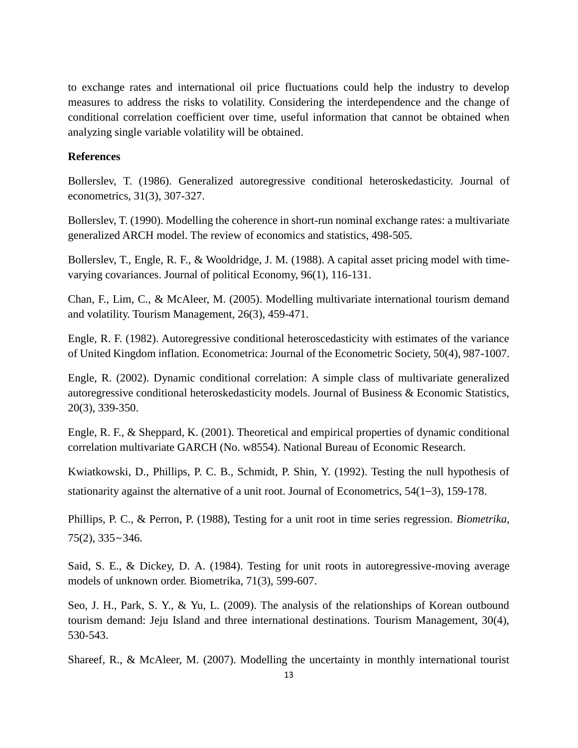to exchange rates and international oil price fluctuations could help the industry to develop measures to address the risks to volatility. Considering the interdependence and the change of conditional correlation coefficient over time, useful information that cannot be obtained when analyzing single variable volatility will be obtained.

**References**

Bollerslev, T. (1986). Generalized autoregressive conditional heteroskedasticity. Journal of econometrics, 31(3), 307-327.

Bollerslev, T. (1990). Modelling the coherence in short-run nominal exchange rates: a multivariate generalized ARCH model. The review of economics and statistics, 498-505.

Bollerslev, T., Engle, R. F., & Wooldridge, J. M. (1988). A capital asset pricing model with time-varying covariances. Journal of political Economy, 96(1), 116-131.

Chan, F., Lim, C., & McAleer, M. (2005). Modelling multivariate international tourism demand and volatility. Tourism Management, 26(3), 459-471.

Engle, R. F. (1982). Autoregressive conditional heteroscedasticity with estimates of the variance of United Kingdom inflation. Econometrica: Journal of the Econometric Society, 50(4), 987-1007.

Engle, R. (2002). Dynamic conditional correlation: A simple class of multivariate generalized autoregressive conditional heteroskedasticity models. Journal of Business & Economic Statistics, 20(3), 339-350.

Engle, R. F., & Sheppard, K. (2001). Theoretical and empirical properties of dynamic conditional correlation multivariate GARCH (No. w8554). National Bureau of Economic Research.

Kwiatkowski, D., Phillips, P. C. B., Schmidt, P. Shin, Y. (1992). Testing the null hypothesis of stationarity against the alternative of a unit root. Journal of Econometrics, 54(1‒3), 159-178.

Phillips, P. C., & Perron, P. (1988), Testing for a unit root in time series regression. *Biometrika*, 75(2), 335~346.

Said, S. E., & Dickey, D. A. (1984). Testing for unit roots in autoregressive-moving average models of unknown order. Biometrika, 71(3), 599-607.

Seo, J. H., Park, S. Y., & Yu, L. (2009). The analysis of the relationships of Korean outbound tourism demand: Jeju Island and three international destinations. Tourism Management, 30(4), 530-543.

Shareef, R., & McAleer, M. (2007). Modelling the uncertainty in monthly international tourist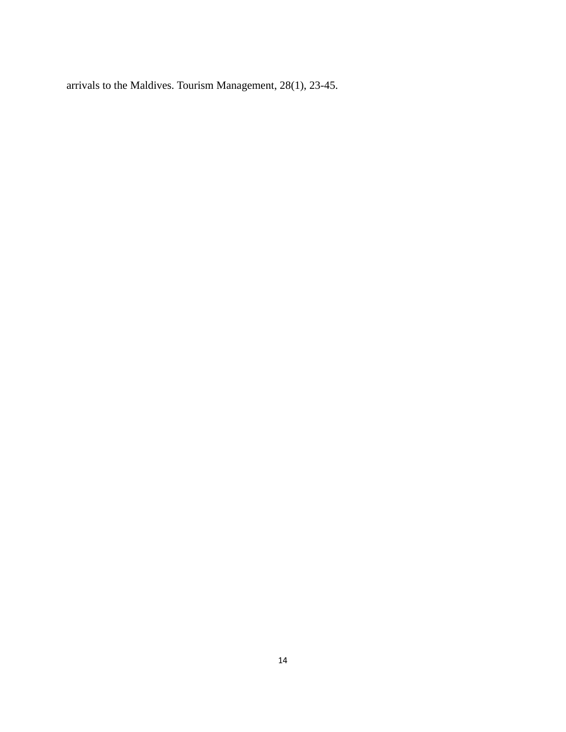arrivals to the Maldives. Tourism Management, 28(1), 23-45.